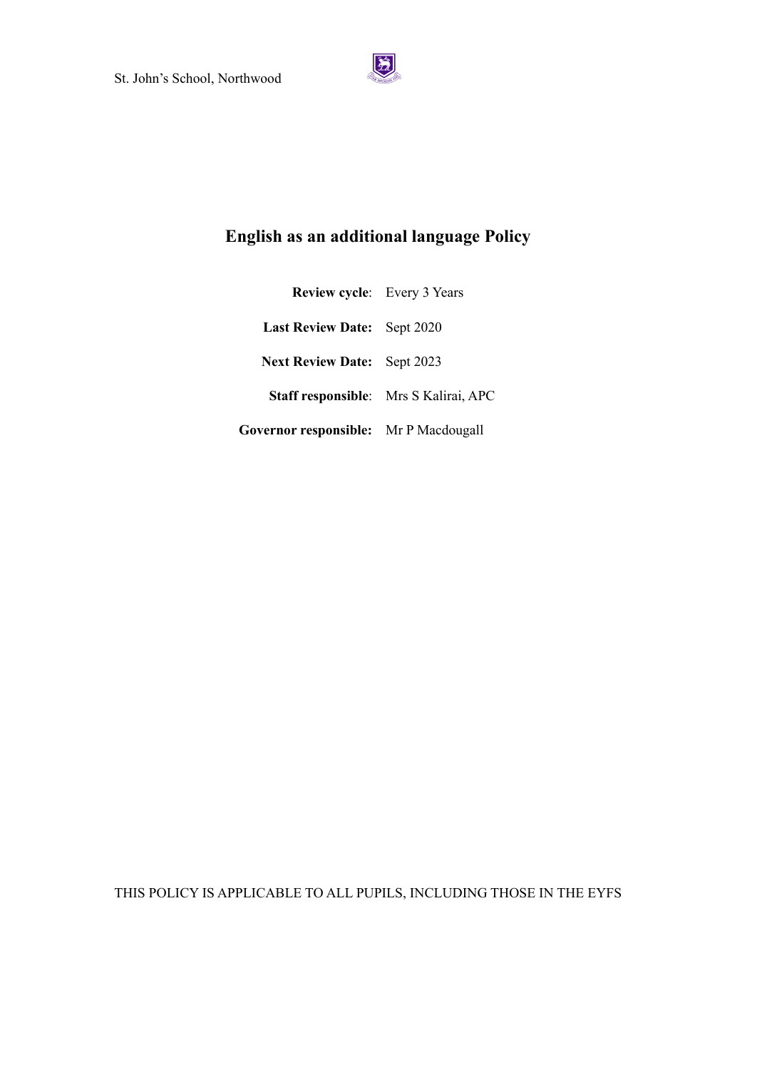St. John's School, Northwood

# English as an additional language Policy

| | |
|---|---|
| **Review cycle**: | Every 3 Years |
| **Last Review Date:** | Sept 2020 |
| **Next Review Date:** | Sept 2023 |
| **Staff responsible**: | Mrs S Kalirai, APC |
| **Governor responsible:** | Mr P Macdougall |

THIS POLICY IS APPLICABLE TO ALL PUPILS, INCLUDING THOSE IN THE EYFS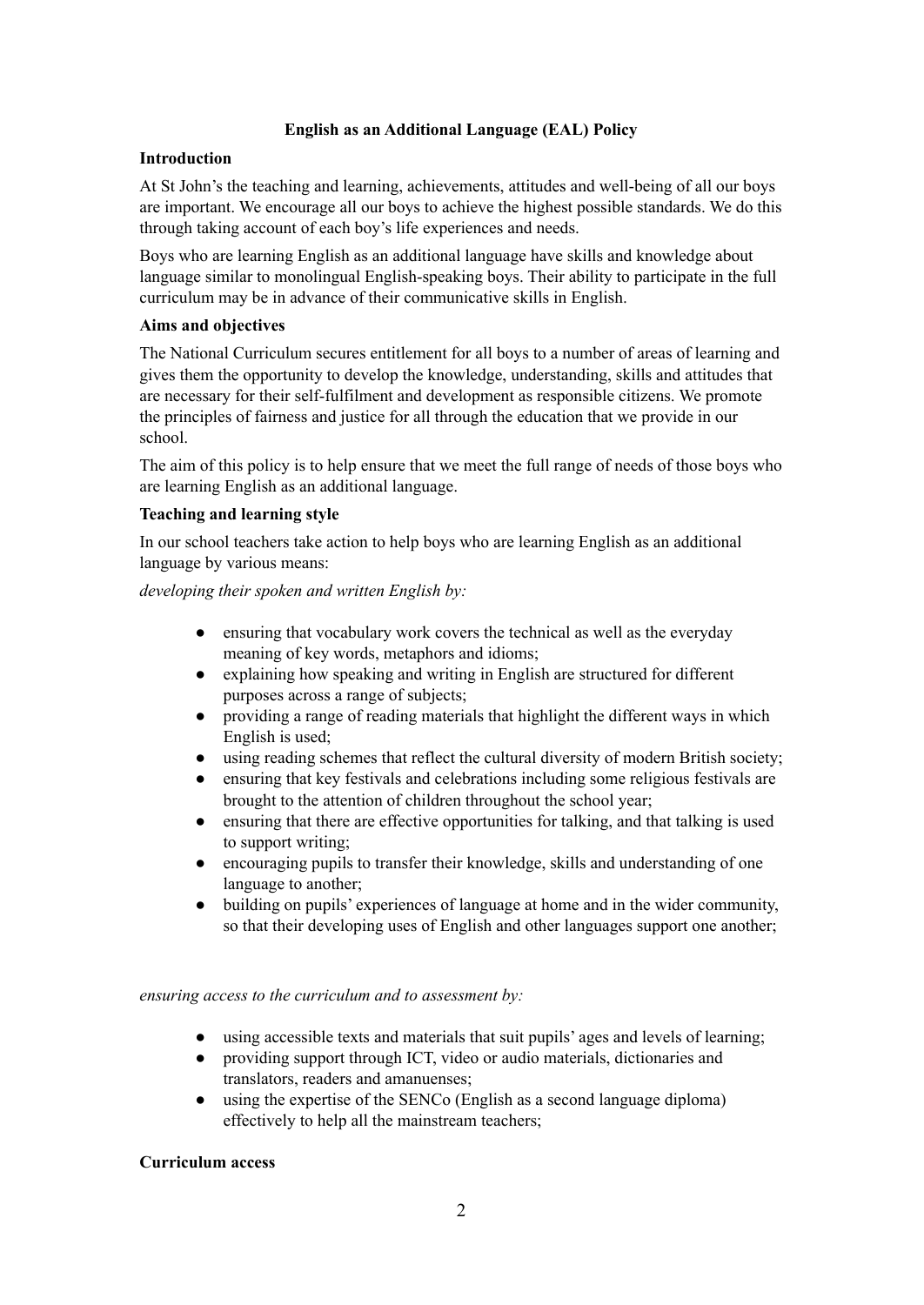# English as an Additional Language (EAL) Policy

## Introduction

At St John's the teaching and learning, achievements, attitudes and well-being of all our boys are important. We encourage all our boys to achieve the highest possible standards. We do this through taking account of each boy's life experiences and needs.

Boys who are learning English as an additional language have skills and knowledge about language similar to monolingual English-speaking boys. Their ability to participate in the full curriculum may be in advance of their communicative skills in English.

## Aims and objectives

The National Curriculum secures entitlement for all boys to a number of areas of learning and gives them the opportunity to develop the knowledge, understanding, skills and attitudes that are necessary for their self-fulfilment and development as responsible citizens. We promote the principles of fairness and justice for all through the education that we provide in our school.

The aim of this policy is to help ensure that we meet the full range of needs of those boys who are learning English as an additional language.

## Teaching and learning style

In our school teachers take action to help boys who are learning English as an additional language by various means:

*developing their spoken and written English by:*

- ensuring that vocabulary work covers the technical as well as the everyday meaning of key words, metaphors and idioms;
- explaining how speaking and writing in English are structured for different purposes across a range of subjects;
- providing a range of reading materials that highlight the different ways in which English is used;
- using reading schemes that reflect the cultural diversity of modern British society;
- ensuring that key festivals and celebrations including some religious festivals are brought to the attention of children throughout the school year;
- ensuring that there are effective opportunities for talking, and that talking is used to support writing;
- encouraging pupils to transfer their knowledge, skills and understanding of one language to another;
- building on pupils' experiences of language at home and in the wider community, so that their developing uses of English and other languages support one another;

*ensuring access to the curriculum and to assessment by:*

- using accessible texts and materials that suit pupils' ages and levels of learning;
- providing support through ICT, video or audio materials, dictionaries and translators, readers and amanuenses;
- using the expertise of the SENCo (English as a second language diploma) effectively to help all the mainstream teachers;

## Curriculum access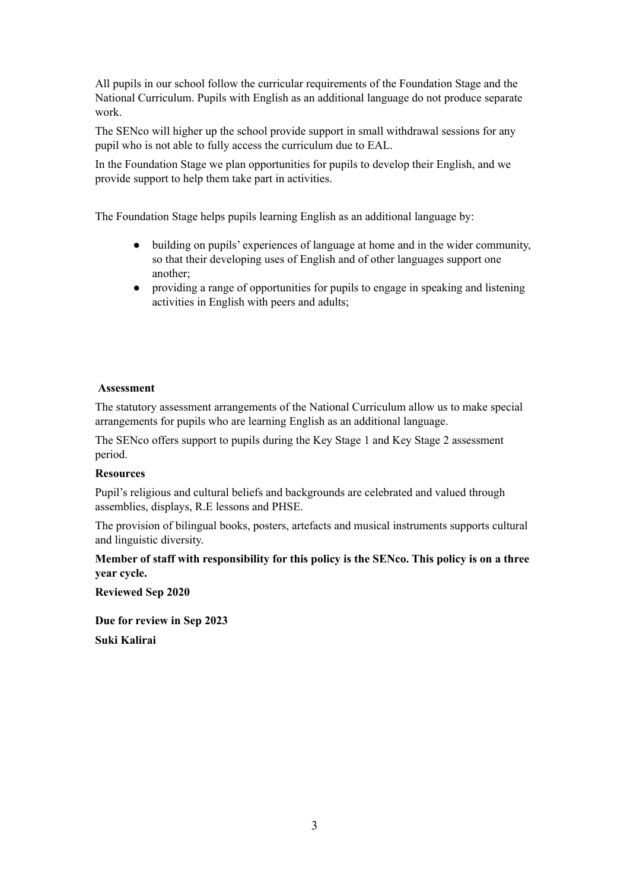All pupils in our school follow the curricular requirements of the Foundation Stage and the National Curriculum. Pupils with English as an additional language do not produce separate work.

The SENco will higher up the school provide support in small withdrawal sessions for any pupil who is not able to fully access the curriculum due to EAL.

In the Foundation Stage we plan opportunities for pupils to develop their English, and we provide support to help them take part in activities.

The Foundation Stage helps pupils learning English as an additional language by:

- building on pupils' experiences of language at home and in the wider community, so that their developing uses of English and of other languages support one another;
- providing a range of opportunities for pupils to engage in speaking and listening activities in English with peers and adults;

**Assessment**

The statutory assessment arrangements of the National Curriculum allow us to make special arrangements for pupils who are learning English as an additional language.

The SENco offers support to pupils during the Key Stage 1 and Key Stage 2 assessment period.

**Resources**

Pupil's religious and cultural beliefs and backgrounds are celebrated and valued through assemblies, displays, R.E lessons and PHSE.

The provision of bilingual books, posters, artefacts and musical instruments supports cultural and linguistic diversity.

**Member of staff with responsibility for this policy is the SENco. This policy is on a three year cycle.**

**Reviewed Sep 2020**

**Due for review in Sep 2023**

**Suki Kalirai**